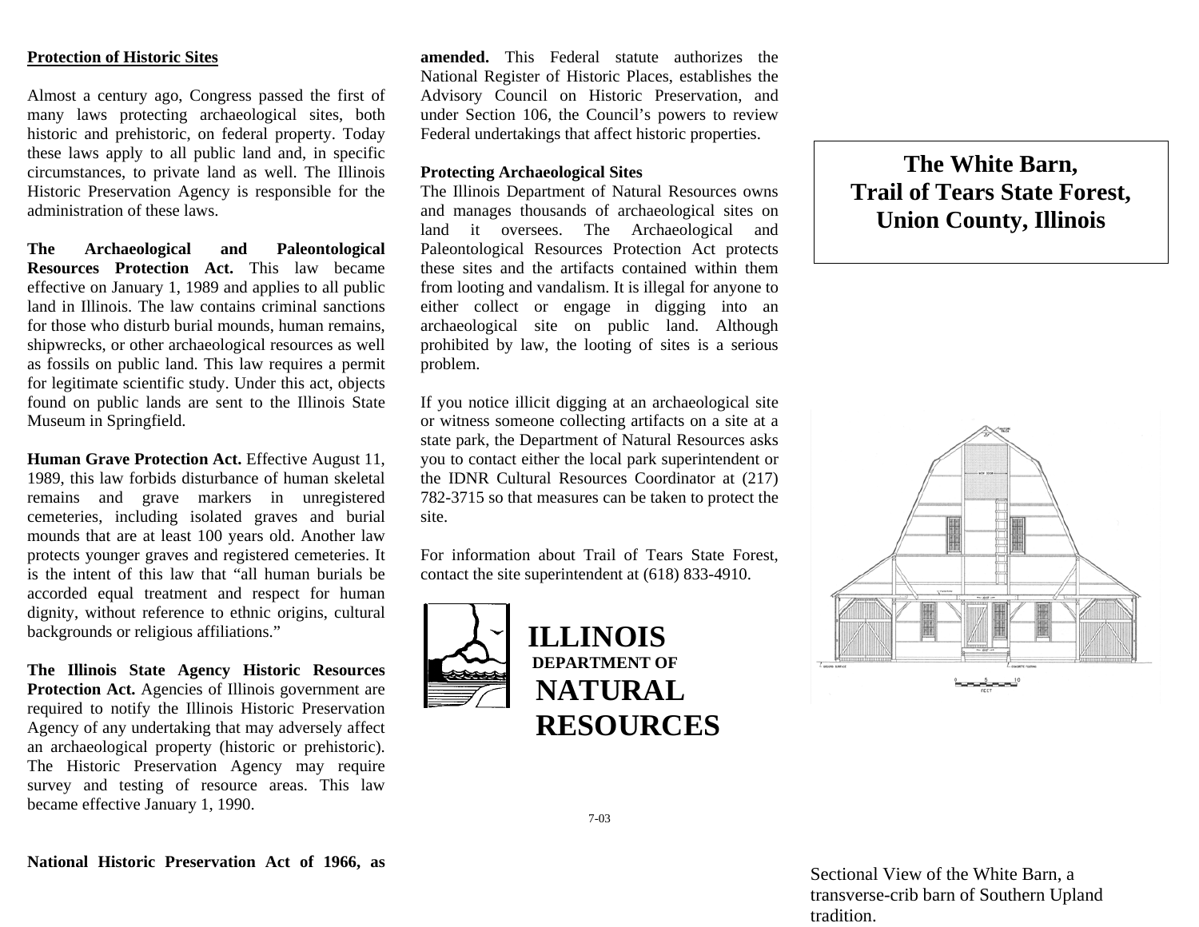### Protection of Historic Sites

Almost a century ago, Congress passed the first of many laws protecting archaeological sites, both historic and prehistoric, on federal property. Today these laws apply to all public land and, in specific circumstances, to private land as well. The Illinois Historic Preservation Agency is responsible for the administration of these laws.

**The Archaeological and Paleontological Resources Protection Act.** This law became effective on January 1, 1989 and applies to all public land in Illinois. The law contains criminal sanctions for those who disturb burial mounds, human remains, shipwrecks, or other archaeological resources as well as fossils on public land. This law requires a permit for legitimate scientific study. Under this act, objects found on public lands are sent to the Illinois State Museum in Springfield.

**Human Grave Protection Act.** Effective August 11, 1989, this law forbids disturbance of human skeletal remains and grave markers in unregistered cemeteries, including isolated graves and burial mounds that are at least 100 years old. Another law protects younger graves and registered cemeteries. It is the intent of this law that "all human burials be accorded equal treatment and respect for human dignity, without reference to ethnic origins, cultural backgrounds or religious affiliations."

**The Illinois State Agency Historic Resources Protection Act.** Agencies of Illinois government are required to notify the Illinois Historic Preservation Agency of any undertaking that may adversely affect an archaeological property (historic or prehistoric). The Historic Preservation Agency may require survey and testing of resource areas. This law became effective January 1, 1990.

**National Historic Preservation Act of 1966, as amended.** This Federal statute authorizes the National Register of Historic Places, establishes the Advisory Council on Historic Preservation, and under Section 106, the Council's powers to review Federal undertakings that affect historic properties.

**Protecting Archaeological Sites**

The Illinois Department of Natural Resources owns and manages thousands of archaeological sites on land it oversees. The Archaeological and Paleontological Resources Protection Act protects these sites and the artifacts contained within them from looting and vandalism. It is illegal for anyone to either collect or engage in digging into an archaeological site on public land. Although prohibited by law, the looting of sites is a serious problem.

If you notice illicit digging at an archaeological site or witness someone collecting artifacts on a site at a state park, the Department of Natural Resources asks you to contact either the local park superintendent or the IDNR Cultural Resources Coordinator at (217) 782-3715 so that measures can be taken to protect the site.

For information about Trail of Tears State Forest, contact the site superintendent at (618) 833-4910.

**ILLINOIS DEPARTMENT OF NATURAL RESOURCES**

7-03

# The White Barn, Trail of Tears State Forest, Union County, Illinois

Sectional View of the White Barn, a transverse-crib barn of Southern Upland tradition.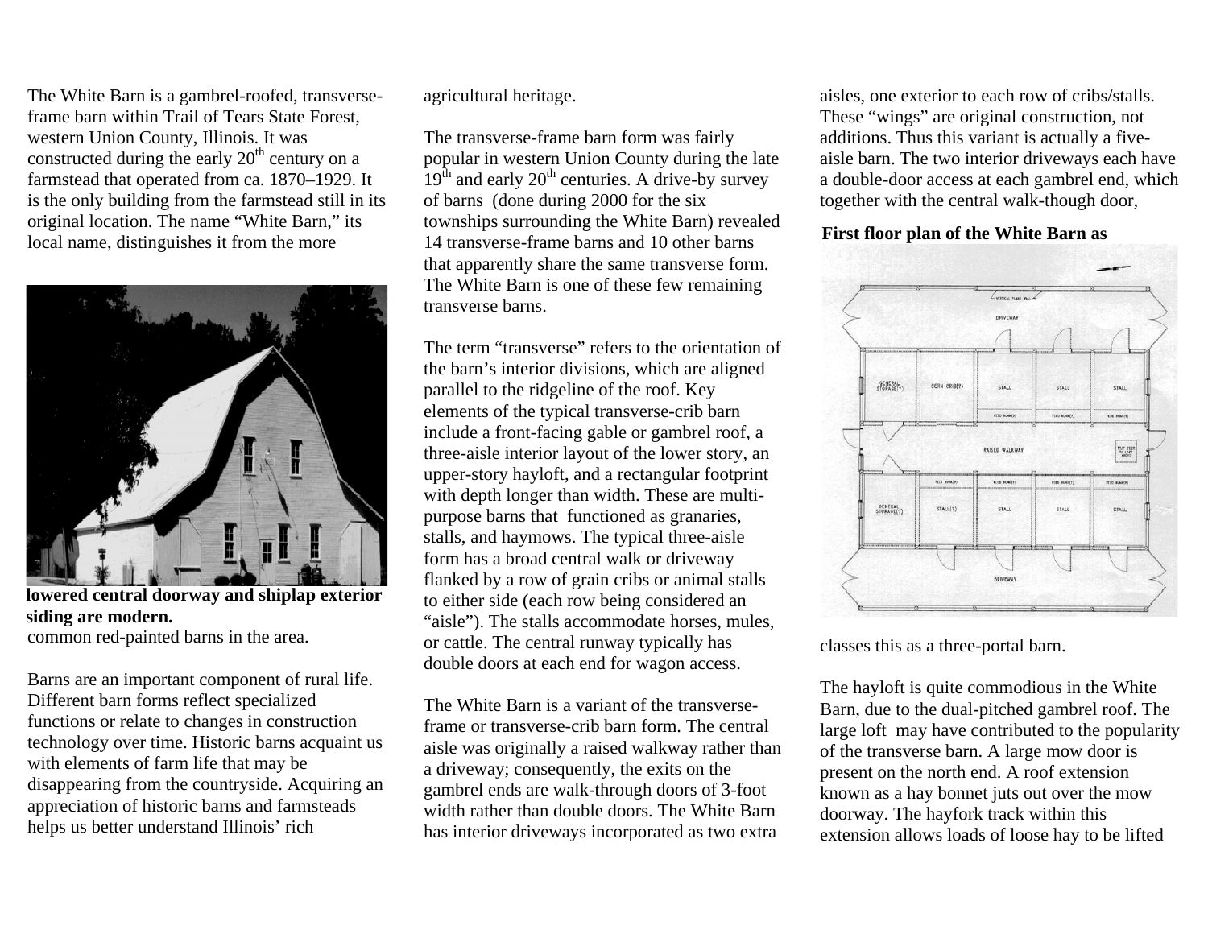The White Barn is a gambrel-roofed, transverse-frame barn within Trail of Tears State Forest, western Union County, Illinois. It was constructed during the early 20th century on a farmstead that operated from ca. 1870–1929. It is the only building from the farmstead still in its original location. The name "White Barn," its local name, distinguishes it from the more common red-painted barns in the area.

**lowered central doorway and shiplap exterior siding are modern.**

Barns are an important component of rural life. Different barn forms reflect specialized functions or relate to changes in construction technology over time. Historic barns acquaint us with elements of farm life that may be disappearing from the countryside. Acquiring an appreciation of historic barns and farmsteads helps us better understand Illinois' rich agricultural heritage.

The transverse-frame barn form was fairly popular in western Union County during the late 19th and early 20th centuries. A drive-by survey of barns (done during 2000 for the six townships surrounding the White Barn) revealed 14 transverse-frame barns and 10 other barns that apparently share the same transverse form. The White Barn is one of these few remaining transverse barns.

The term "transverse" refers to the orientation of the barn's interior divisions, which are aligned parallel to the ridgeline of the roof. Key elements of the typical transverse-crib barn include a front-facing gable or gambrel roof, a three-aisle interior layout of the lower story, an upper-story hayloft, and a rectangular footprint with depth longer than width. These are multi-purpose barns that functioned as granaries, stalls, and haymows. The typical three-aisle form has a broad central walk or driveway flanked by a row of grain cribs or animal stalls to either side (each row being considered an "aisle"). The stalls accommodate horses, mules, or cattle. The central runway typically has double doors at each end for wagon access.

The White Barn is a variant of the transverse-frame or transverse-crib barn form. The central aisle was originally a raised walkway rather than a driveway; consequently, the exits on the gambrel ends are walk-through doors of 3-foot width rather than double doors. The White Barn has interior driveways incorporated as two extra aisles, one exterior to each row of cribs/stalls. These "wings" are original construction, not additions. Thus this variant is actually a five-aisle barn. The two interior driveways each have a double-door access at each gambrel end, which together with the central walk-though door, classes this as a three-portal barn.

**First floor plan of the White Barn as**

The hayloft is quite commodious in the White Barn, due to the dual-pitched gambrel roof. The large loft may have contributed to the popularity of the transverse barn. A large mow door is present on the north end. A roof extension known as a hay bonnet juts out over the mow doorway. The hayfork track within this extension allows loads of loose hay to be lifted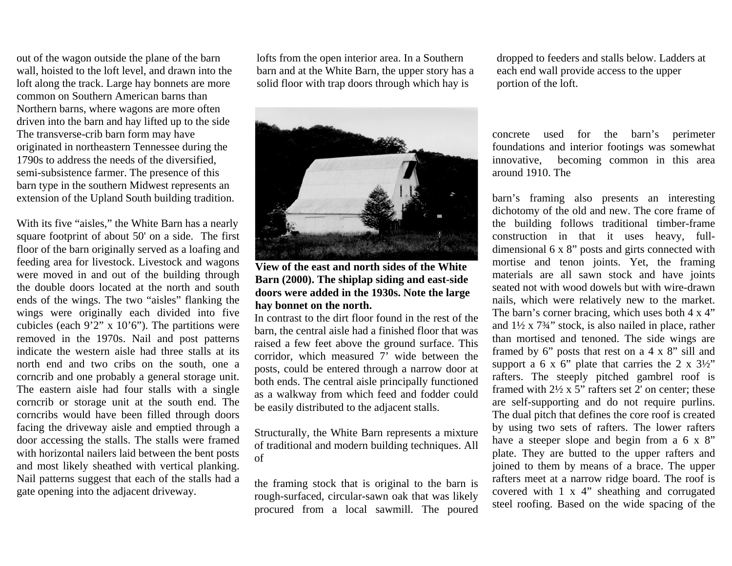out of the wagon outside the plane of the barn wall, hoisted to the loft level, and drawn into the loft along the track. Large hay bonnets are more common on Southern American barns than Northern barns, where wagons are more often driven into the barn and hay lifted up to the side The transverse-crib barn form may have originated in northeastern Tennessee during the 1790s to address the needs of the diversified, semi-subsistence farmer. The presence of this barn type in the southern Midwest represents an extension of the Upland South building tradition.

With its five "aisles," the White Barn has a nearly square footprint of about 50' on a side. The first floor of the barn originally served as a loafing and feeding area for livestock. Livestock and wagons were moved in and out of the building through the double doors located at the north and south ends of the wings. The two "aisles" flanking the wings were originally each divided into five cubicles (each 9'2" x 10'6"). The partitions were removed in the 1970s. Nail and post patterns indicate the western aisle had three stalls at its north end and two cribs on the south, one a corncrib and one probably a general storage unit. The eastern aisle had four stalls with a single corncrib or storage unit at the south end. The corncribs would have been filled through doors facing the driveway aisle and emptied through a door accessing the stalls. The stalls were framed with horizontal nailers laid between the bent posts and most likely sheathed with vertical planking. Nail patterns suggest that each of the stalls had a gate opening into the adjacent driveway.

lofts from the open interior area. In a Southern barn and at the White Barn, the upper story has a solid floor with trap doors through which hay is dropped to feeders and stalls below. Ladders at each end wall provide access to the upper portion of the loft.

**View of the east and north sides of the White Barn (2000). The shiplap siding and east-side doors were added in the 1930s. Note the large hay bonnet on the north.**

In contrast to the dirt floor found in the rest of the barn, the central aisle had a finished floor that was raised a few feet above the ground surface. This corridor, which measured 7' wide between the posts, could be entered through a narrow door at both ends. The central aisle principally functioned as a walkway from which feed and fodder could be easily distributed to the adjacent stalls.

Structurally, the White Barn represents a mixture of traditional and modern building techniques. All of the framing stock that is original to the barn is rough-surfaced, circular-sawn oak that was likely procured from a local sawmill. The poured concrete used for the barn's perimeter foundations and interior footings was somewhat innovative, becoming common in this area around 1910. The barn's framing also presents an interesting dichotomy of the old and new. The core frame of the building follows traditional timber-frame construction in that it uses heavy, full-dimensional 6 x 8" posts and girts connected with mortise and tenon joints. Yet, the framing materials are all sawn stock and have joints seated not with wood dowels but with wire-drawn nails, which were relatively new to the market. The barn's corner bracing, which uses both 4 x 4" and 1½ x 7¾" stock, is also nailed in place, rather than mortised and tenoned. The side wings are framed by 6" posts that rest on a 4 x 8" sill and support a 6 x 6" plate that carries the 2 x 3½" rafters. The steeply pitched gambrel roof is framed with 2½ x 5" rafters set 2' on center; these are self-supporting and do not require purlins. The dual pitch that defines the core roof is created by using two sets of rafters. The lower rafters have a steeper slope and begin from a 6 x 8" plate. They are butted to the upper rafters and joined to them by means of a brace. The upper rafters meet at a narrow ridge board. The roof is covered with 1 x 4" sheathing and corrugated steel roofing. Based on the wide spacing of the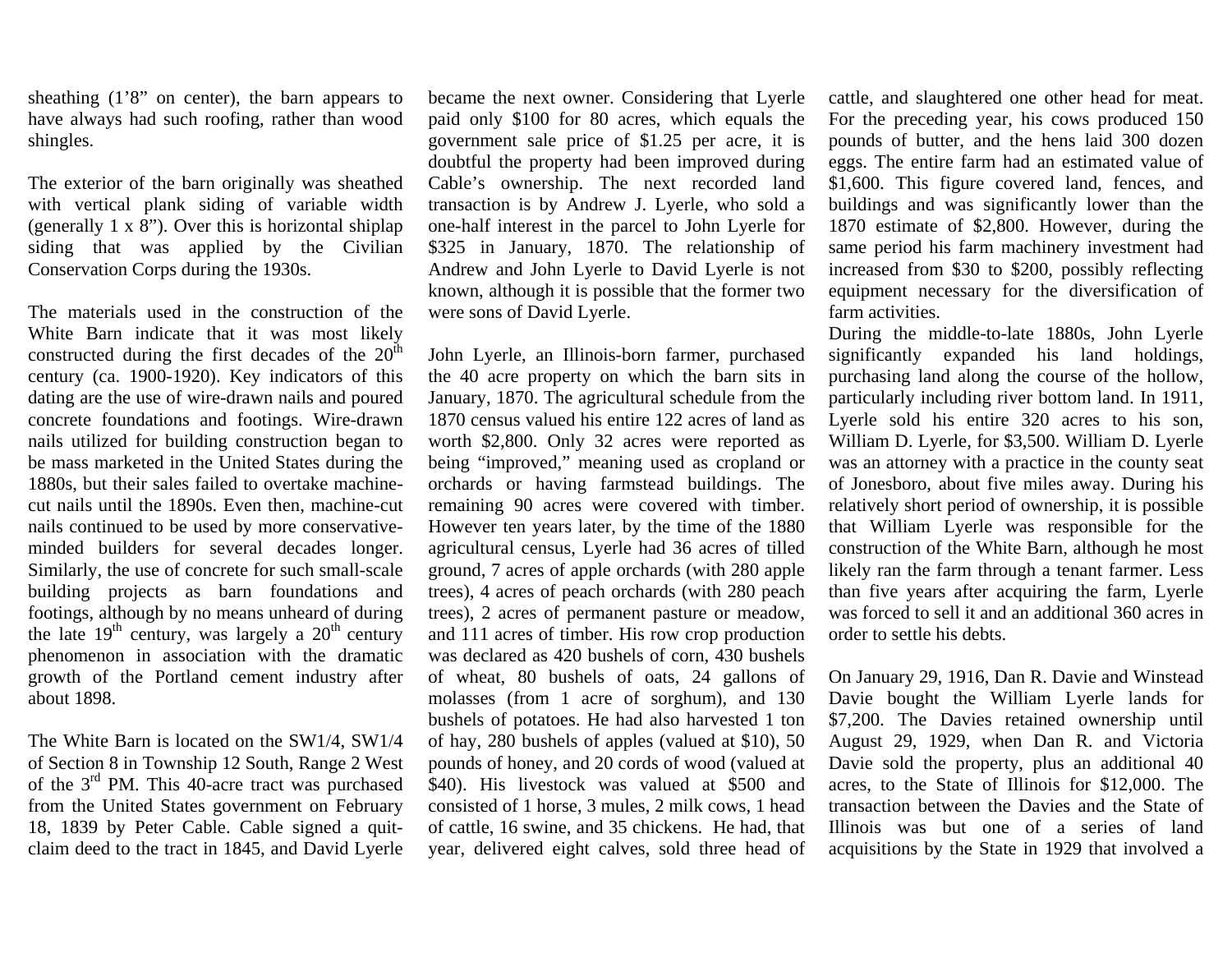sheathing (1'8" on center), the barn appears to have always had such roofing, rather than wood shingles.

The exterior of the barn originally was sheathed with vertical plank siding of variable width (generally 1 x 8"). Over this is horizontal shiplap siding that was applied by the Civilian Conservation Corps during the 1930s.

The materials used in the construction of the White Barn indicate that it was most likely constructed during the first decades of the 20th century (ca. 1900-1920). Key indicators of this dating are the use of wire-drawn nails and poured concrete foundations and footings. Wire-drawn nails utilized for building construction began to be mass marketed in the United States during the 1880s, but their sales failed to overtake machine-cut nails until the 1890s. Even then, machine-cut nails continued to be used by more conservative-minded builders for several decades longer. Similarly, the use of concrete for such small-scale building projects as barn foundations and footings, although by no means unheard of during the late 19th century, was largely a 20th century phenomenon in association with the dramatic growth of the Portland cement industry after about 1898.

The White Barn is located on the SW1/4, SW1/4 of Section 8 in Township 12 South, Range 2 West of the 3rd PM. This 40-acre tract was purchased from the United States government on February 18, 1839 by Peter Cable. Cable signed a quit-claim deed to the tract in 1845, and David Lyerle became the next owner. Considering that Lyerle paid only $100 for 80 acres, which equals the government sale price of $1.25 per acre, it is doubtful the property had been improved during Cable's ownership. The next recorded land transaction is by Andrew J. Lyerle, who sold a one-half interest in the parcel to John Lyerle for $325 in January, 1870. The relationship of Andrew and John Lyerle to David Lyerle is not known, although it is possible that the former two were sons of David Lyerle.

John Lyerle, an Illinois-born farmer, purchased the 40 acre property on which the barn sits in January, 1870. The agricultural schedule from the 1870 census valued his entire 122 acres of land as worth $2,800. Only 32 acres were reported as being "improved," meaning used as cropland or orchards or having farmstead buildings. The remaining 90 acres were covered with timber. However ten years later, by the time of the 1880 agricultural census, Lyerle had 36 acres of tilled ground, 7 acres of apple orchards (with 280 apple trees), 4 acres of peach orchards (with 280 peach trees), 2 acres of permanent pasture or meadow, and 111 acres of timber. His row crop production was declared as 420 bushels of corn, 430 bushels of wheat, 80 bushels of oats, 24 gallons of molasses (from 1 acre of sorghum), and 130 bushels of potatoes. He had also harvested 1 ton of hay, 280 bushels of apples (valued at $10), 50 pounds of honey, and 20 cords of wood (valued at $40). His livestock was valued at $500 and consisted of 1 horse, 3 mules, 2 milk cows, 1 head of cattle, 16 swine, and 35 chickens. He had, that year, delivered eight calves, sold three head of cattle, and slaughtered one other head for meat. For the preceding year, his cows produced 150 pounds of butter, and the hens laid 300 dozen eggs. The entire farm had an estimated value of $1,600. This figure covered land, fences, and buildings and was significantly lower than the 1870 estimate of $2,800. However, during the same period his farm machinery investment had increased from $30 to $200, possibly reflecting equipment necessary for the diversification of farm activities.

During the middle-to-late 1880s, John Lyerle significantly expanded his land holdings, purchasing land along the course of the hollow, particularly including river bottom land. In 1911, Lyerle sold his entire 320 acres to his son, William D. Lyerle, for $3,500. William D. Lyerle was an attorney with a practice in the county seat of Jonesboro, about five miles away. During his relatively short period of ownership, it is possible that William Lyerle was responsible for the construction of the White Barn, although he most likely ran the farm through a tenant farmer. Less than five years after acquiring the farm, Lyerle was forced to sell it and an additional 360 acres in order to settle his debts.

On January 29, 1916, Dan R. Davie and Winstead Davie bought the William Lyerle lands for $7,200. The Davies retained ownership until August 29, 1929, when Dan R. and Victoria Davie sold the property, plus an additional 40 acres, to the State of Illinois for $12,000. The transaction between the Davies and the State of Illinois was but one of a series of land acquisitions by the State in 1929 that involved a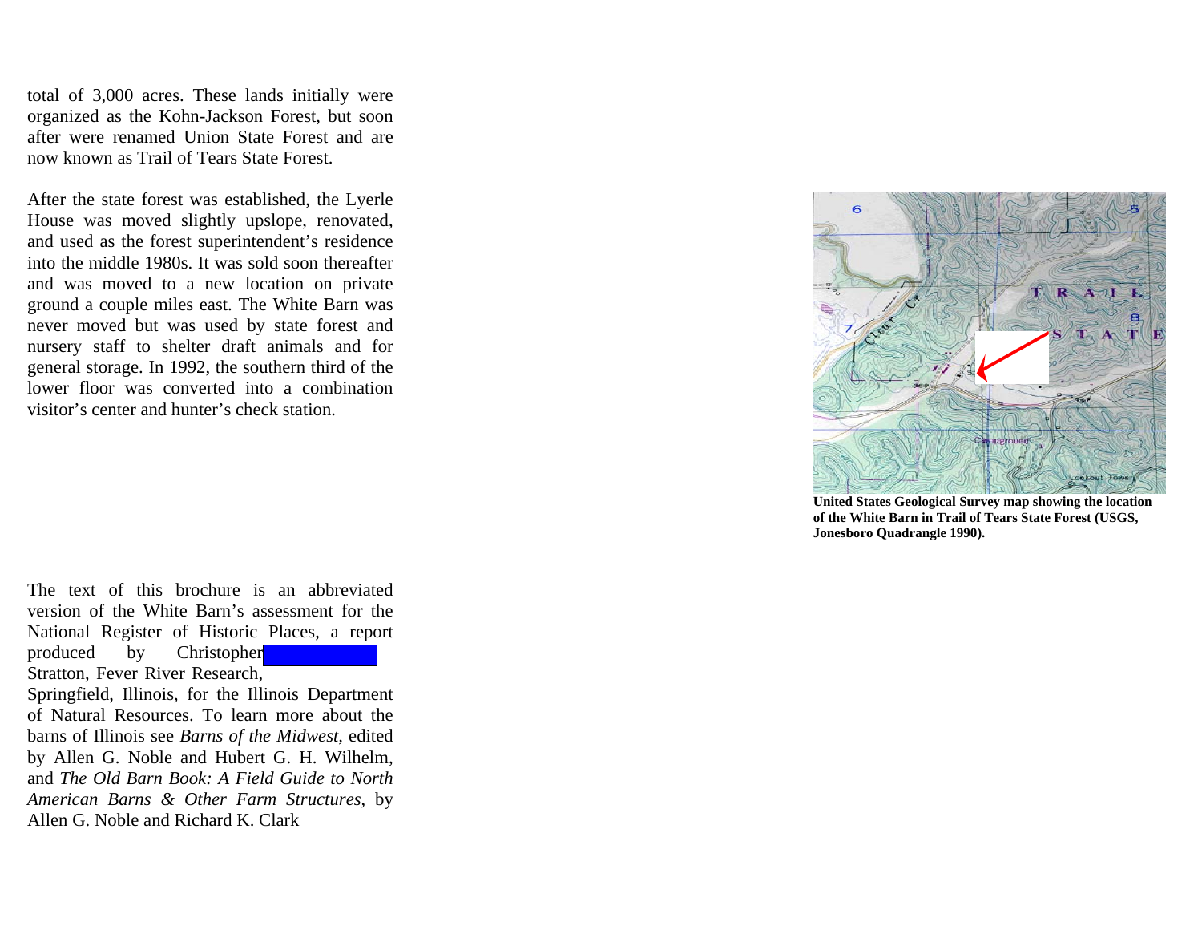total of 3,000 acres. These lands initially were organized as the Kohn-Jackson Forest, but soon after were renamed Union State Forest and are now known as Trail of Tears State Forest.

After the state forest was established, the Lyerle House was moved slightly upslope, renovated, and used as the forest superintendent's residence into the middle 1980s. It was sold soon thereafter and was moved to a new location on private ground a couple miles east. The White Barn was never moved but was used by state forest and nursery staff to shelter draft animals and for general storage. In 1992, the southern third of the lower floor was converted into a combination visitor's center and hunter's check station.

The text of this brochure is an abbreviated version of the White Barn's assessment for the National Register of Historic Places, a report produced by Christopher Stratton, Fever River Research, Springfield, Illinois, for the Illinois Department of Natural Resources. To learn more about the barns of Illinois see *Barns of the Midwest*, edited by Allen G. Noble and Hubert G. H. Wilhelm, and *The Old Barn Book: A Field Guide to North American Barns & Other Farm Structures*, by Allen G. Noble and Richard K. Clark

**United States Geological Survey map showing the location of the White Barn in Trail of Tears State Forest (USGS, Jonesboro Quadrangle 1990).**